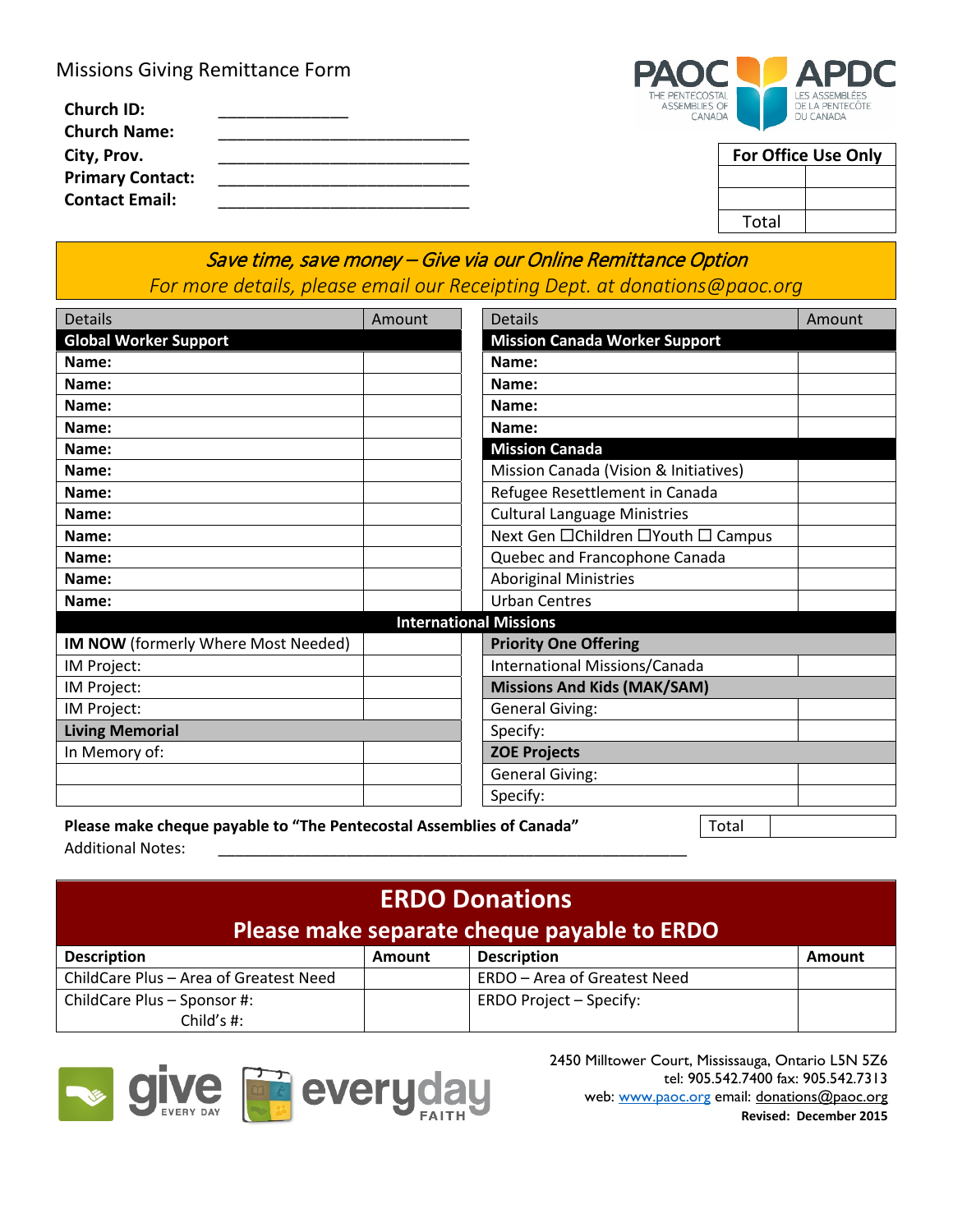# Missions Giving Remittance Form

**Church ID:** ______________
**Church Name:** ____________________________
**City, Prov.** ____________________________
**Primary Contact:** ____________________________
**Contact Email:** ____________________________

PAOC APDC
THE PENTECOSTAL ASSEMBLIES OF CANADA
LES ASSEMBLÉES DE LA PENTECÔTE DU CANADA

| For Office Use Only | |
|---|---|
| | |
| | |
| Total | |

*Save time, save money – Give via our Online Remittance Option*
*For more details, please email our Receipting Dept. at donations@paoc.org*

| Details | Amount | Details | Amount |
|---|---|---|---|
| **Global Worker Support** | | **Mission Canada Worker Support** | |
| **Name:** | | **Name:** | |
| **Name:** | | **Name:** | |
| **Name:** | | **Name:** | |
| **Name:** | | **Name:** | |
| **Name:** | | **Mission Canada** | |
| **Name:** | | Mission Canada (Vision & Initiatives) | |
| **Name:** | | Refugee Resettlement in Canada | |
| **Name:** | | Cultural Language Ministries | |
| **Name:** | | Next Gen ☐Children ☐Youth ☐ Campus | |
| **Name:** | | Quebec and Francophone Canada | |
| **Name:** | | Aboriginal Ministries | |
| **Name:** | | Urban Centres | |
| **International Missions** | | | |
| **IM NOW** (formerly Where Most Needed) | | **Priority One Offering** | |
| IM Project: | | International Missions/Canada | |
| IM Project: | | **Missions And Kids (MAK/SAM)** | |
| IM Project: | | General Giving: | |
| **Living Memorial** | | Specify: | |
| In Memory of: | | **ZOE Projects** | |
| | | General Giving: | |
| | | Specify: | |

**Please make cheque payable to "The Pentecostal Assemblies of Canada"** Total ______

Additional Notes: ____________________________________________________________

## ERDO Donations

### Please make separate cheque payable to ERDO

| Description | Amount | Description | Amount |
|---|---|---|---|
| ChildCare Plus – Area of Greatest Need | | ERDO – Area of Greatest Need | |
| ChildCare Plus – Sponsor #: Child's #: | | ERDO Project – Specify: | |

give EVERY DAY everyday FAITH

2450 Milltower Court, Mississauga, Ontario L5N 5Z6
tel: 905.542.7400 fax: 905.542.7313
web: www.paoc.org email: donations@paoc.org
**Revised: December 2015**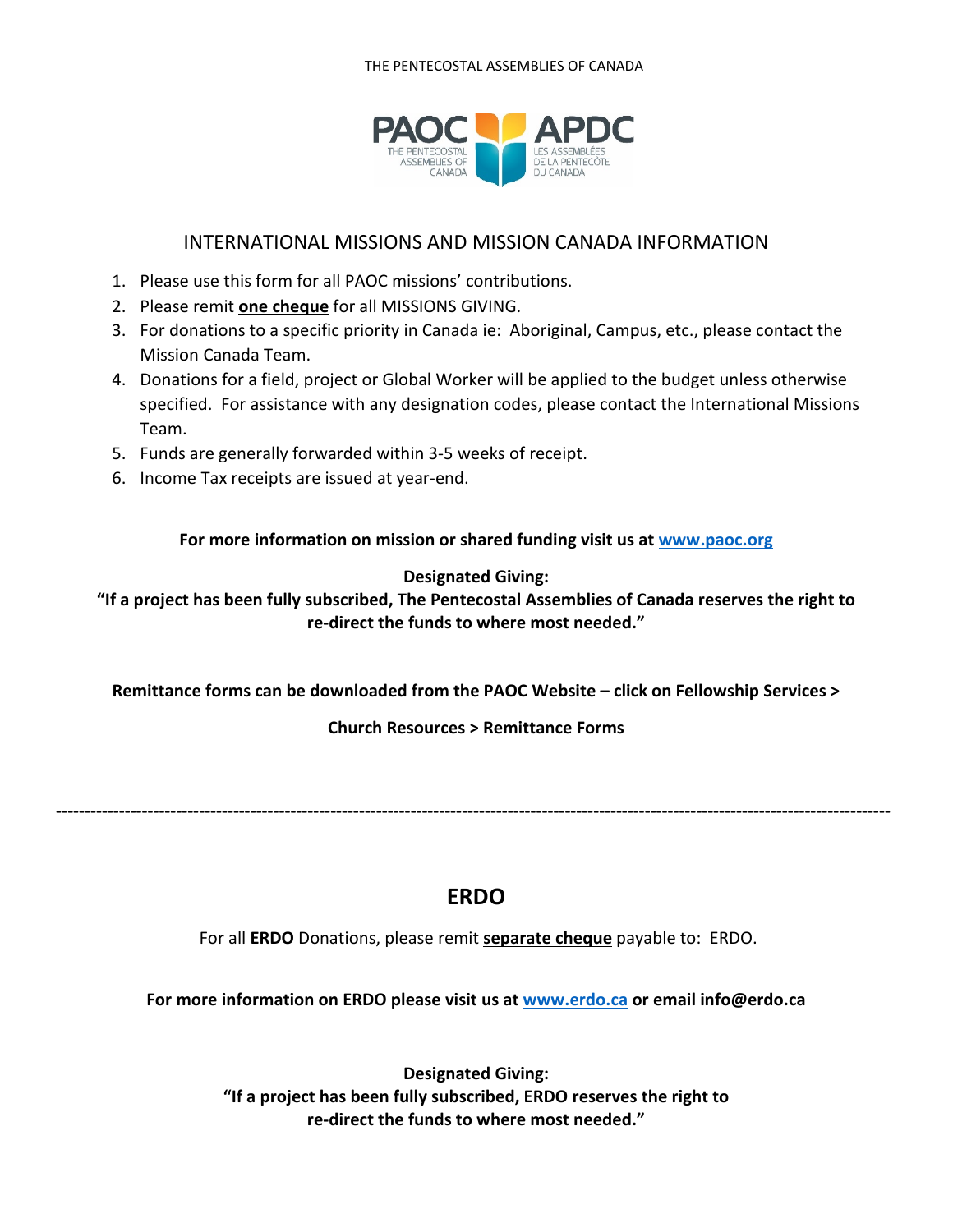THE PENTECOSTAL ASSEMBLIES OF CANADA

PAOC THE PENTECOSTAL ASSEMBLIES OF CANADA APDC LES ASSEMBLÉES DE LA PENTECÔTE DU CANADA

## INTERNATIONAL MISSIONS AND MISSION CANADA INFORMATION

1. Please use this form for all PAOC missions' contributions.
2. Please remit **one cheque** for all MISSIONS GIVING.
3. For donations to a specific priority in Canada ie: Aboriginal, Campus, etc., please contact the Mission Canada Team.
4. Donations for a field, project or Global Worker will be applied to the budget unless otherwise specified. For assistance with any designation codes, please contact the International Missions Team.
5. Funds are generally forwarded within 3-5 weeks of receipt.
6. Income Tax receipts are issued at year-end.

**For more information on mission or shared funding visit us at www.paoc.org**

**Designated Giving:**
**"If a project has been fully subscribed, The Pentecostal Assemblies of Canada reserves the right to re-direct the funds to where most needed."**

**Remittance forms can be downloaded from the PAOC Website – click on Fellowship Services > Church Resources > Remittance Forms**

---

## ERDO

For all **ERDO** Donations, please remit **separate cheque** payable to: ERDO.

**For more information on ERDO please visit us at www.erdo.ca or email info@erdo.ca**

**Designated Giving:**
**"If a project has been fully subscribed, ERDO reserves the right to re-direct the funds to where most needed."**